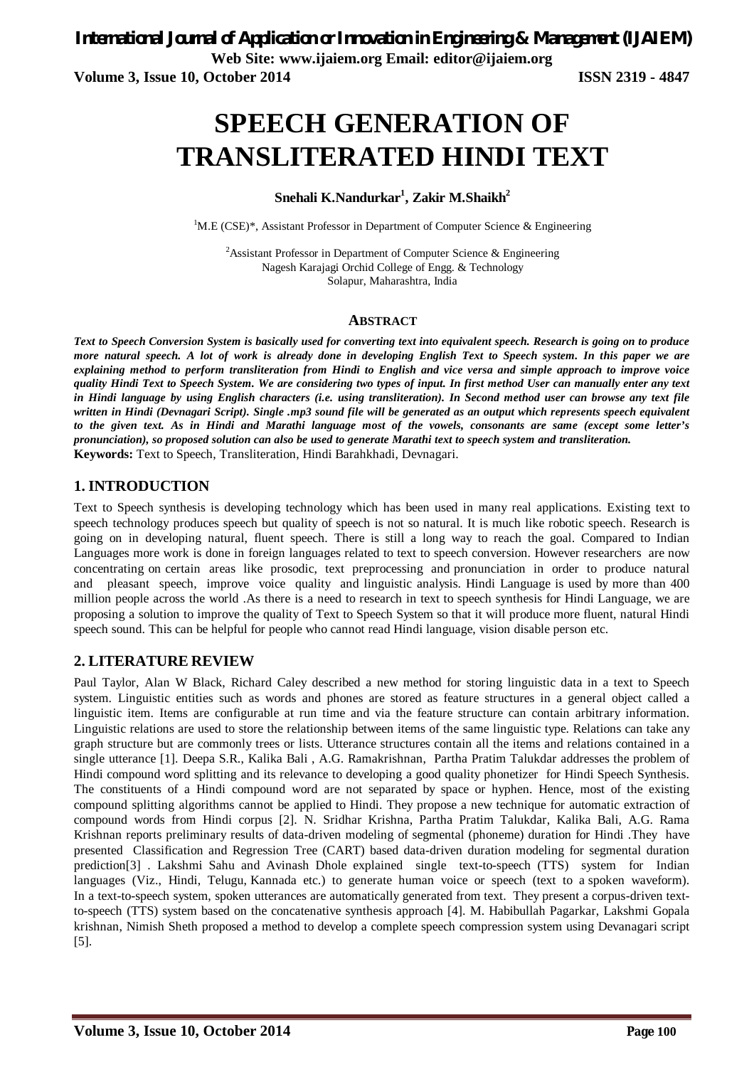# SPEECH GENERATION OF TRANSLITERATED HINDI TEXT

**Snehali K.Nandurkar[1], Zakir M.Shaikh[2]**

[1]M.E (CSE)*, Assistant Professor in Department of Computer Science & Engineering

[2]Assistant Professor in Department of Computer Science & Engineering
Nagesh Karajagi Orchid College of Engg. & Technology
Solapur, Maharashtra, India

## ABSTRACT

***Text to Speech Conversion System is basically used for converting text into equivalent speech. Research is going on to produce more natural speech. A lot of work is already done in developing English Text to Speech system. In this paper we are explaining method to perform transliteration from Hindi to English and vice versa and simple approach to improve voice quality Hindi Text to Speech System. We are considering two types of input. In first method User can manually enter any text in Hindi language by using English characters (i.e. using transliteration). In Second method user can browse any text file written in Hindi (Devnagari Script). Single .mp3 sound file will be generated as an output which represents speech equivalent to the given text. As in Hindi and Marathi language most of the vowels, consonants are same (except some letter's pronunciation), so proposed solution can also be used to generate Marathi text to speech system and transliteration.***

**Keywords:** Text to Speech, Transliteration, Hindi Barahkhadi, Devnagari.

## 1. INTRODUCTION

Text to Speech synthesis is developing technology which has been used in many real applications. Existing text to speech technology produces speech but quality of speech is not so natural. It is much like robotic speech. Research is going on in developing natural, fluent speech. There is still a long way to reach the goal. Compared to Indian Languages more work is done in foreign languages related to text to speech conversion. However researchers are now concentrating on certain areas like prosodic, text preprocessing and pronunciation in order to produce natural and pleasant speech, improve voice quality and linguistic analysis. Hindi Language is used by more than 400 million people across the world .As there is a need to research in text to speech synthesis for Hindi Language, we are proposing a solution to improve the quality of Text to Speech System so that it will produce more fluent, natural Hindi speech sound. This can be helpful for people who cannot read Hindi language, vision disable person etc.

## 2. LITERATURE REVIEW

Paul Taylor, Alan W Black, Richard Caley described a new method for storing linguistic data in a text to Speech system. Linguistic entities such as words and phones are stored as feature structures in a general object called a linguistic item. Items are configurable at run time and via the feature structure can contain arbitrary information. Linguistic relations are used to store the relationship between items of the same linguistic type. Relations can take any graph structure but are commonly trees or lists. Utterance structures contain all the items and relations contained in a single utterance [1]. Deepa S.R., Kalika Bali , A.G. Ramakrishnan, Partha Pratim Talukdar addresses the problem of Hindi compound word splitting and its relevance to developing a good quality phonetizer for Hindi Speech Synthesis. The constituents of a Hindi compound word are not separated by space or hyphen. Hence, most of the existing compound splitting algorithms cannot be applied to Hindi. They propose a new technique for automatic extraction of compound words from Hindi corpus [2]. N. Sridhar Krishna, Partha Pratim Talukdar, Kalika Bali, A.G. Rama Krishnan reports preliminary results of data-driven modeling of segmental (phoneme) duration for Hindi .They have presented Classification and Regression Tree (CART) based data-driven duration modeling for segmental duration prediction[3] . Lakshmi Sahu and Avinash Dhole explained single text-to-speech (TTS) system for Indian languages (Viz., Hindi, Telugu, Kannada etc.) to generate human voice or speech (text to a spoken waveform). In a text-to-speech system, spoken utterances are automatically generated from text. They present a corpus-driven text-to-speech (TTS) system based on the concatenative synthesis approach [4]. M. Habibullah Pagarkar, Lakshmi Gopala krishnan, Nimish Sheth proposed a method to develop a complete speech compression system using Devanagari script [5].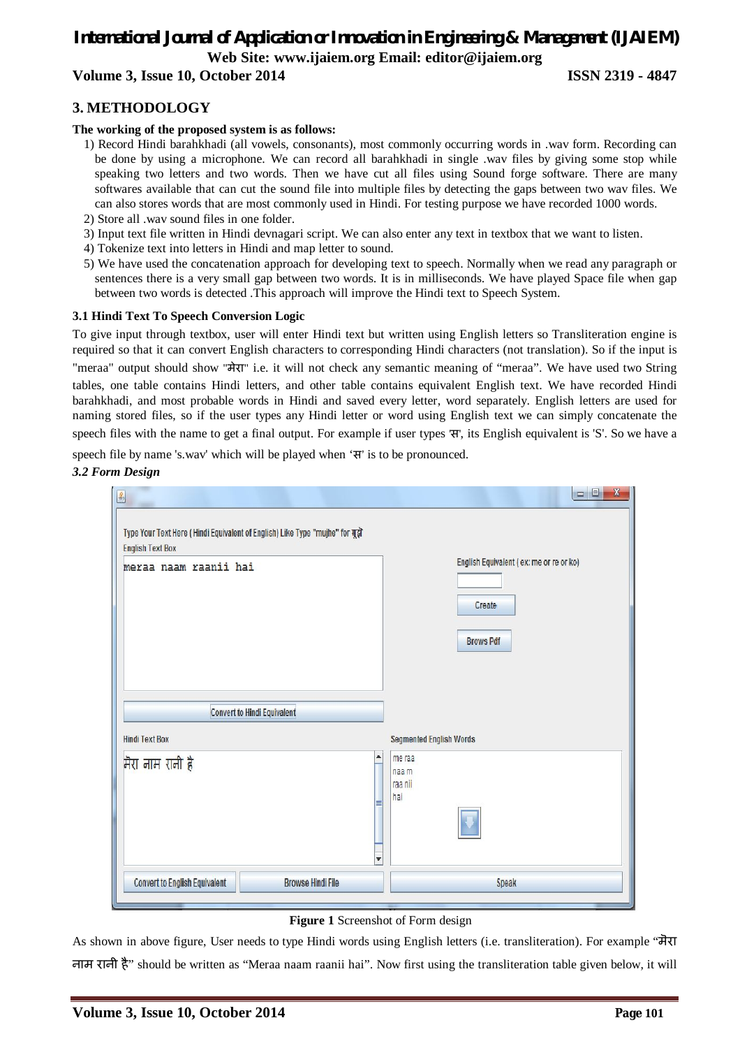## 3. METHODOLOGY

**The working of the proposed system is as follows:**

1) Record Hindi barahkhadi (all vowels, consonants), most commonly occurring words in .wav form. Recording can be done by using a microphone. We can record all barahkhadi in single .wav files by giving some stop while speaking two letters and two words. Then we have cut all files using Sound forge software. There are many softwares available that can cut the sound file into multiple files by detecting the gaps between two wav files. We can also stores words that are most commonly used in Hindi. For testing purpose we have recorded 1000 words.
2) Store all .wav sound files in one folder.
3) Input text file written in Hindi devnagari script. We can also enter any text in textbox that we want to listen.
4) Tokenize text into letters in Hindi and map letter to sound.
5) We have used the concatenation approach for developing text to speech. Normally when we read any paragraph or sentences there is a very small gap between two words. It is in milliseconds. We have played Space file when gap between two words is detected .This approach will improve the Hindi text to Speech System.

### 3.1 Hindi Text To Speech Conversion Logic

To give input through textbox, user will enter Hindi text but written using English letters so Transliteration engine is required so that it can convert English characters to corresponding Hindi characters (not translation). So if the input is "meraa" output should show "मेरा" i.e. it will not check any semantic meaning of "meraa". We have used two String tables, one table contains Hindi letters, and other table contains equivalent English text. We have recorded Hindi barahkhadi, and most probable words in Hindi and saved every letter, word separately. English letters are used for naming stored files, so if the user types any Hindi letter or word using English text we can simply concatenate the speech files with the name to get a final output. For example if user types 'स', its English equivalent is 'S'. So we have a speech file by name 's.wav' which will be played when 'स' is to be pronounced.

### *3.2 Form Design*

**Figure 1** Screenshot of Form design

As shown in above figure, User needs to type Hindi words using English letters (i.e. transliteration). For example "मेरा नाम रानी है" should be written as "Meraa naam raanii hai". Now first using the transliteration table given below, it will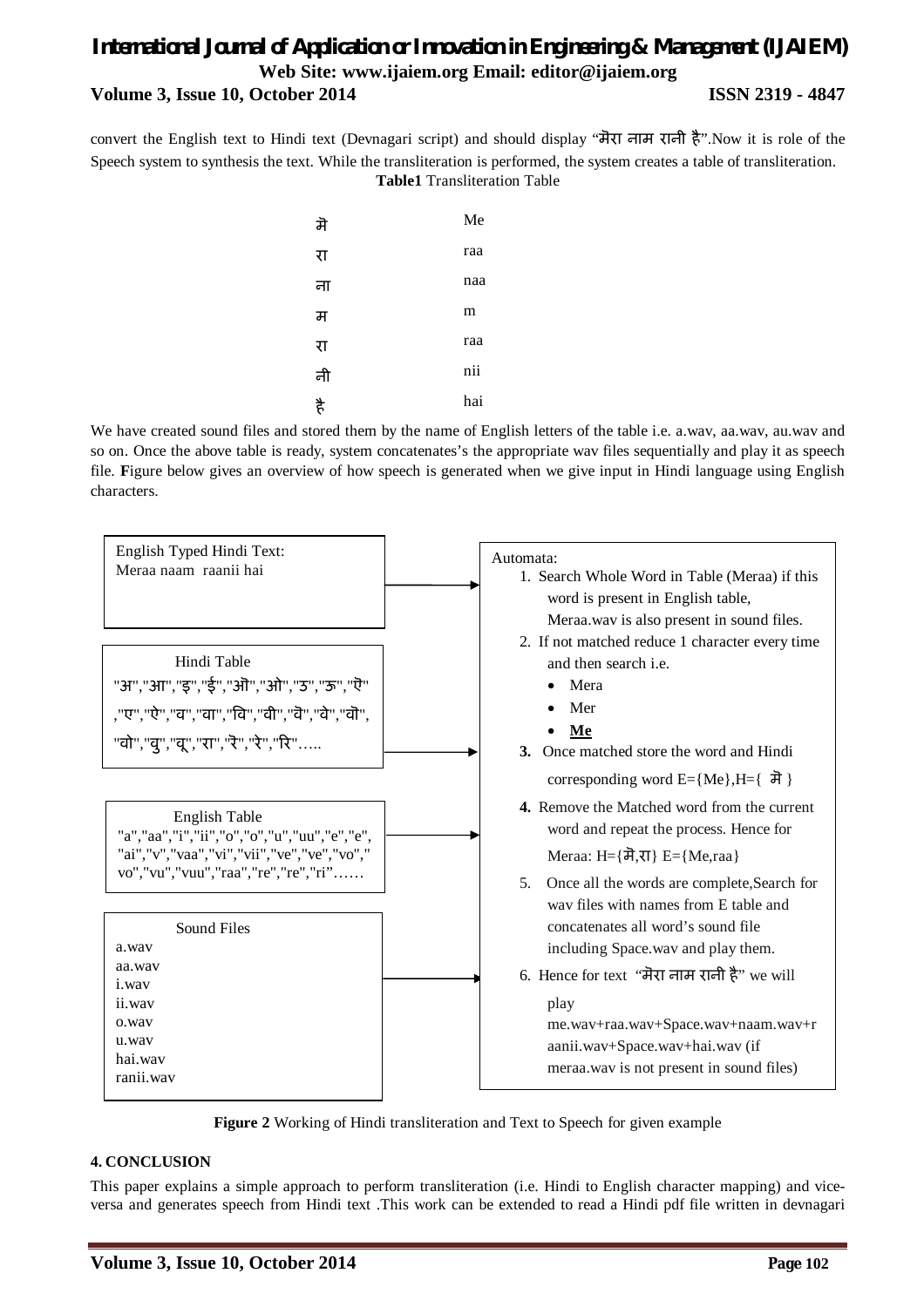convert the English text to Hindi text (Devnagari script) and should display "मेरा नाम रानी है".Now it is role of the Speech system to synthesis the text. While the transliteration is performed, the system creates a table of transliteration.

**Table1** Transliteration Table

| | |
|---|---|
| मे | Me |
| रा | raa |
| ना | naa |
| म | m |
| रा | raa |
| नी | nii |
| है | hai |

We have created sound files and stored them by the name of English letters of the table i.e. a.wav, aa.wav, au.wav and so on. Once the above table is ready, system concatenates's the appropriate wav files sequentially and play it as speech file. **F**igure below gives an overview of how speech is generated when we give input in Hindi language using English characters.

English Typed Hindi Text:
Meraa naam raanii hai

Hindi Table
"अ","आ","इ","ई","औ","ओ","उ","ऊ","ऐ"
,"ए","ऐ","व","वा","वि","वी","वॆ","वे","वौ",
"वो","वु","वू","रा","रॆ","रे","रि"…..

English Table
"a","aa","i","ii","o","o","u","uu","e","e",
"ai","v","vaa","vi","vii","ve","ve","vo","
vo","vu","vuu","raa","re","re","ri"……

Sound Files
a.wav
aa.wav
i.wav
ii.wav
o.wav
u.wav
hai.wav
ranii.wav

Automata:

1. Search Whole Word in Table (Meraa) if this word is present in English table, Meraa.wav is also present in sound files.
2. If not matched reduce 1 character every time and then search i.e.
   - Mera
   - Mer
   - **Me**
3. **3.** Once matched store the word and Hindi corresponding word E={Me},H={ मे }
4. **4.** Remove the Matched word from the current word and repeat the process. Hence for Meraa: H={मे,रा} E={Me,raa}
5. Once all the words are complete,Search for wav files with names from E table and concatenates all word's sound file including Space.wav and play them.
6. Hence for text "मेरा नाम रानी है" we will play me.wav+raa.wav+Space.wav+naam.wav+raanii.wav+Space.wav+hai.wav (if meraa.wav is not present in sound files)

**Figure 2** Working of Hindi transliteration and Text to Speech for given example

## 4. CONCLUSION

This paper explains a simple approach to perform transliteration (i.e. Hindi to English character mapping) and vice-versa and generates speech from Hindi text .This work can be extended to read a Hindi pdf file written in devnagari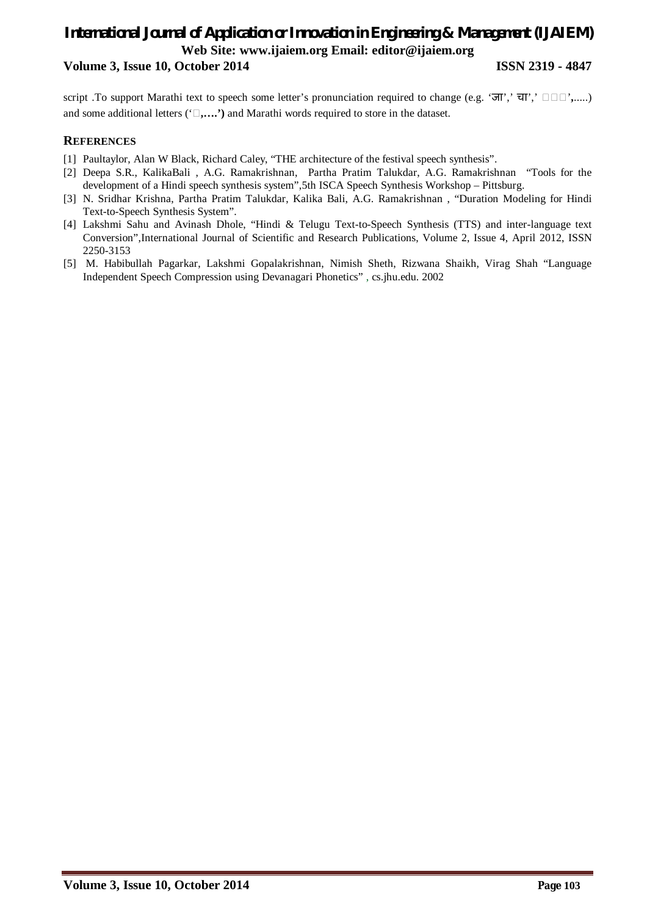script .To support Marathi text to speech some letter's pronunciation required to change (e.g. 'जा',' चा',' □□□',.....) and some additional letters ('□,….') and Marathi words required to store in the dataset.

## REFERENCES

[1] Paultaylor, Alan W Black, Richard Caley, "THE architecture of the festival speech synthesis".

[2] Deepa S.R., KalikaBali , A.G. Ramakrishnan, Partha Pratim Talukdar, A.G. Ramakrishnan "Tools for the development of a Hindi speech synthesis system",5th ISCA Speech Synthesis Workshop – Pittsburg.

[3] N. Sridhar Krishna, Partha Pratim Talukdar, Kalika Bali, A.G. Ramakrishnan , "Duration Modeling for Hindi Text-to-Speech Synthesis System".

[4] Lakshmi Sahu and Avinash Dhole, "Hindi & Telugu Text-to-Speech Synthesis (TTS) and inter-language text Conversion",International Journal of Scientific and Research Publications, Volume 2, Issue 4, April 2012, ISSN 2250-3153

[5] M. Habibullah Pagarkar, Lakshmi Gopalakrishnan, Nimish Sheth, Rizwana Shaikh, Virag Shah "Language Independent Speech Compression using Devanagari Phonetics" , cs.jhu.edu. 2002